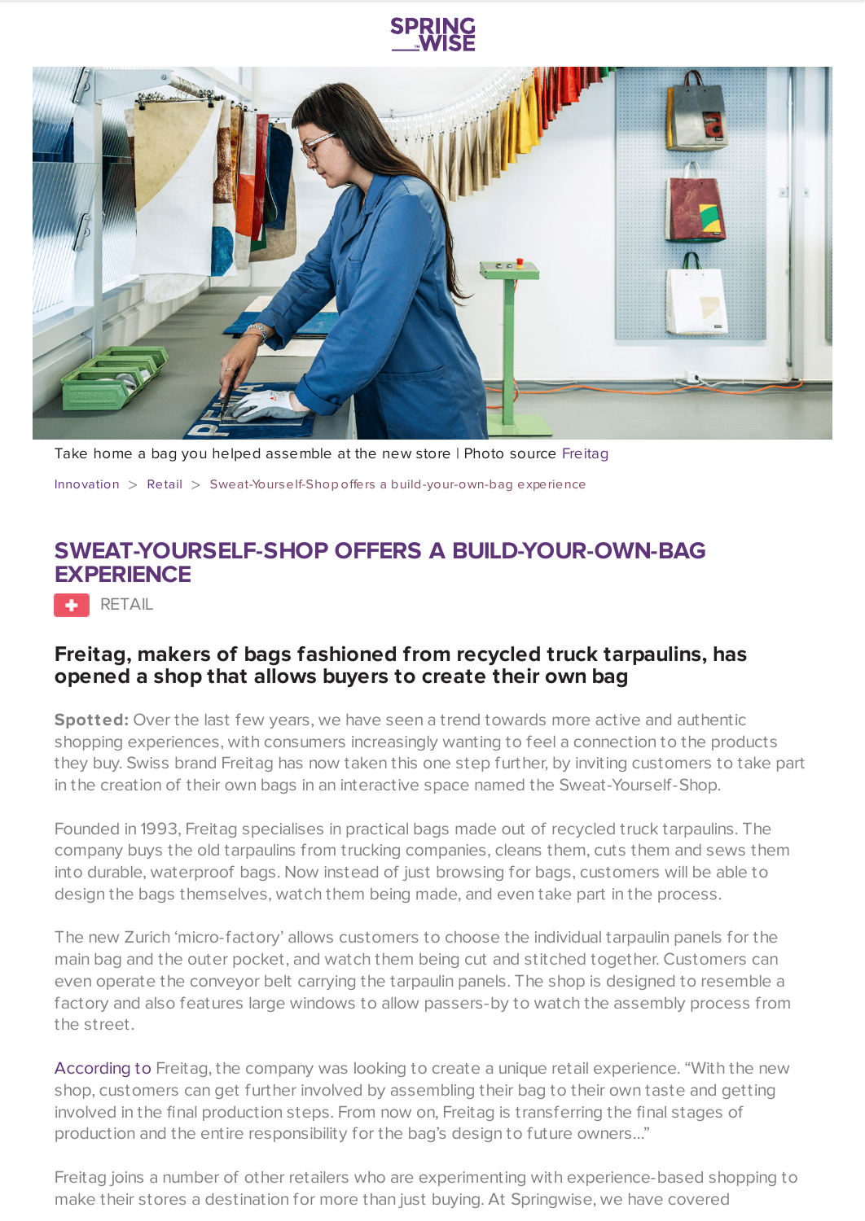Take home a bag you helped assemble at the new store | Photo source Freitag

Innovation > Retail > Sweat-Yourself-Shop offers a build-your-own-bag experience

# SWEAT-YOURSELF-SHOP OFFERS A BUILD-YOUR-OWN-BAG EXPERIENCE

RETAIL

## Freitag, makers of bags fashioned from recycled truck tarpaulins, has opened a shop that allows buyers to create their own bag

**Spotted:** Over the last few years, we have seen a trend towards more active and authentic shopping experiences, with consumers increasingly wanting to feel a connection to the products they buy. Swiss brand Freitag has now taken this one step further, by inviting customers to take part in the creation of their own bags in an interactive space named the Sweat-Yourself-Shop.

Founded in 1993, Freitag specialises in practical bags made out of recycled truck tarpaulins. The company buys the old tarpaulins from trucking companies, cleans them, cuts them and sews them into durable, waterproof bags. Now instead of just browsing for bags, customers will be able to design the bags themselves, watch them being made, and even take part in the process.

The new Zurich 'micro-factory' allows customers to choose the individual tarpaulin panels for the main bag and the outer pocket, and watch them being cut and stitched together. Customers can even operate the conveyor belt carrying the tarpaulin panels. The shop is designed to resemble a factory and also features large windows to allow passers-by to watch the assembly process from the street.

According to Freitag, the company was looking to create a unique retail experience. "With the new shop, customers can get further involved by assembling their bag to their own taste and getting involved in the final production steps. From now on, Freitag is transferring the final stages of production and the entire responsibility for the bag's design to future owners..."

Freitag joins a number of other retailers who are experimenting with experience-based shopping to make their stores a destination for more than just buying. At Springwise, we have covered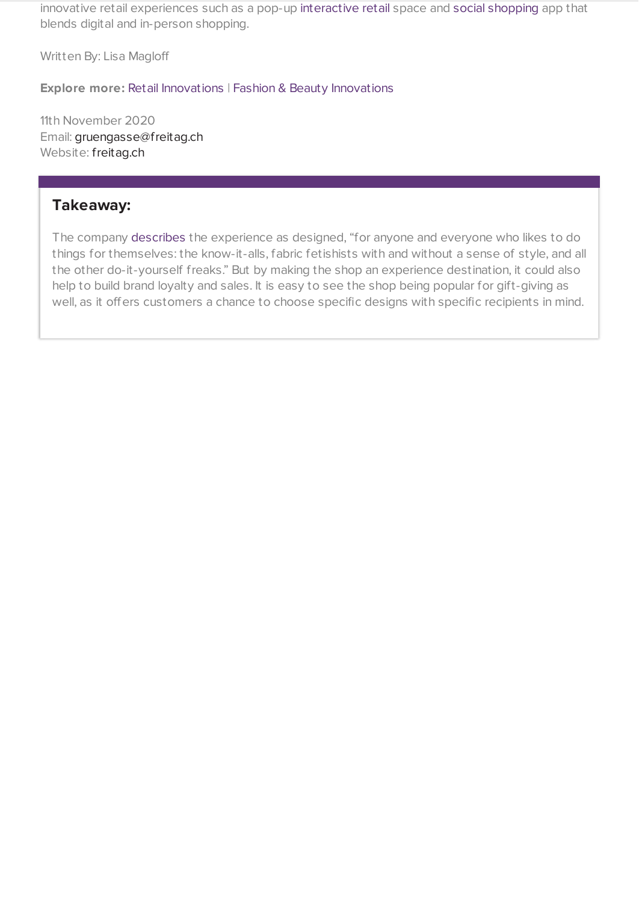innovative retail experiences such as a pop-up interactive retail space and social shopping app that blends digital and in-person shopping.

Written By: Lisa Magloff

**Explore more:** Retail Innovations | Fashion & Beauty Innovations

11th November 2020
Email: gruengasse@freitag.ch
Website: freitag.ch

## Takeaway:

The company describes the experience as designed, "for anyone and everyone who likes to do things for themselves: the know-it-alls, fabric fetishists with and without a sense of style, and all the other do-it-yourself freaks." But by making the shop an experience destination, it could also help to build brand loyalty and sales. It is easy to see the shop being popular for gift-giving as well, as it offers customers a chance to choose specific designs with specific recipients in mind.